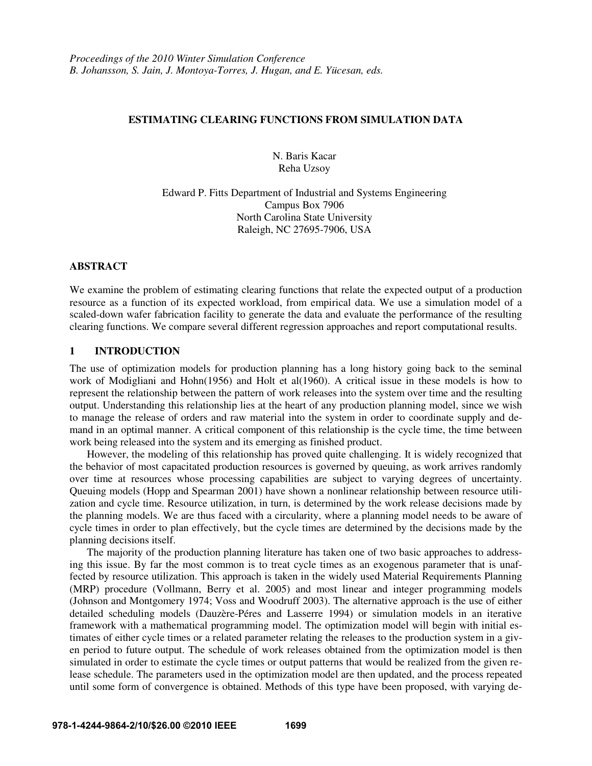*Proceedings of the 2010 Winter Simulation Conference*
*B. Johansson, S. Jain, J. Montoya-Torres, J. Hugan, and E. Yücesan, eds.*

# ESTIMATING CLEARING FUNCTIONS FROM SIMULATION DATA

N. Baris Kacar
Reha Uzsoy

Edward P. Fitts Department of Industrial and Systems Engineering
Campus Box 7906
North Carolina State University
Raleigh, NC 27695-7906, USA

## ABSTRACT

We examine the problem of estimating clearing functions that relate the expected output of a production resource as a function of its expected workload, from empirical data. We use a simulation model of a scaled-down wafer fabrication facility to generate the data and evaluate the performance of the resulting clearing functions. We compare several different regression approaches and report computational results.

## 1 INTRODUCTION

The use of optimization models for production planning has a long history going back to the seminal work of Modigliani and Hohn(1956) and Holt et al(1960). A critical issue in these models is how to represent the relationship between the pattern of work releases into the system over time and the resulting output. Understanding this relationship lies at the heart of any production planning model, since we wish to manage the release of orders and raw material into the system in order to coordinate supply and demand in an optimal manner. A critical component of this relationship is the cycle time, the time between work being released into the system and its emerging as finished product.

However, the modeling of this relationship has proved quite challenging. It is widely recognized that the behavior of most capacitated production resources is governed by queuing, as work arrives randomly over time at resources whose processing capabilities are subject to varying degrees of uncertainty. Queuing models (Hopp and Spearman 2001) have shown a nonlinear relationship between resource utilization and cycle time. Resource utilization, in turn, is determined by the work release decisions made by the planning models. We are thus faced with a circularity, where a planning model needs to be aware of cycle times in order to plan effectively, but the cycle times are determined by the decisions made by the planning decisions itself.

The majority of the production planning literature has taken one of two basic approaches to addressing this issue. By far the most common is to treat cycle times as an exogenous parameter that is unaffected by resource utilization. This approach is taken in the widely used Material Requirements Planning (MRP) procedure (Vollmann, Berry et al. 2005) and most linear and integer programming models (Johnson and Montgomery 1974; Voss and Woodruff 2003). The alternative approach is the use of either detailed scheduling models (Dauzère-Péres and Lasserre 1994) or simulation models in an iterative framework with a mathematical programming model. The optimization model will begin with initial estimates of either cycle times or a related parameter relating the releases to the production system in a given period to future output. The schedule of work releases obtained from the optimization model is then simulated in order to estimate the cycle times or output patterns that would be realized from the given release schedule. The parameters used in the optimization model are then updated, and the process repeated until some form of convergence is obtained. Methods of this type have been proposed, with varying de-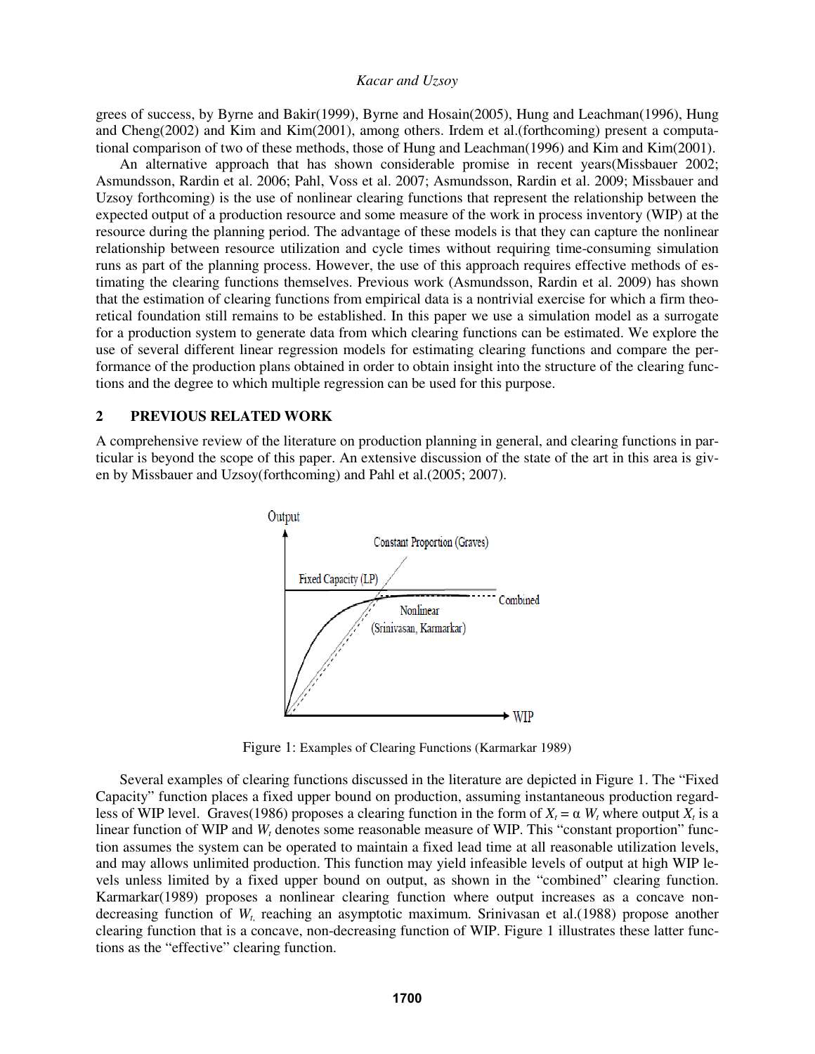grees of success, by Byrne and Bakir(1999), Byrne and Hosain(2005), Hung and Leachman(1996), Hung and Cheng(2002) and Kim and Kim(2001), among others. Irdem et al.(forthcoming) present a computational comparison of two of these methods, those of Hung and Leachman(1996) and Kim and Kim(2001).

An alternative approach that has shown considerable promise in recent years(Missbauer 2002; Asmundsson, Rardin et al. 2006; Pahl, Voss et al. 2007; Asmundsson, Rardin et al. 2009; Missbauer and Uzsoy forthcoming) is the use of nonlinear clearing functions that represent the relationship between the expected output of a production resource and some measure of the work in process inventory (WIP) at the resource during the planning period. The advantage of these models is that they can capture the nonlinear relationship between resource utilization and cycle times without requiring time-consuming simulation runs as part of the planning process. However, the use of this approach requires effective methods of estimating the clearing functions themselves. Previous work (Asmundsson, Rardin et al. 2009) has shown that the estimation of clearing functions from empirical data is a nontrivial exercise for which a firm theoretical foundation still remains to be established. In this paper we use a simulation model as a surrogate for a production system to generate data from which clearing functions can be estimated. We explore the use of several different linear regression models for estimating clearing functions and compare the performance of the production plans obtained in order to obtain insight into the structure of the clearing functions and the degree to which multiple regression can be used for this purpose.

## 2 PREVIOUS RELATED WORK

A comprehensive review of the literature on production planning in general, and clearing functions in particular is beyond the scope of this paper. An extensive discussion of the state of the art in this area is given by Missbauer and Uzsoy(forthcoming) and Pahl et al.(2005; 2007).

Figure 1: Examples of Clearing Functions (Karmarkar 1989)

Several examples of clearing functions discussed in the literature are depicted in Figure 1. The "Fixed Capacity" function places a fixed upper bound on production, assuming instantaneous production regardless of WIP level. Graves(1986) proposes a clearing function in the form of $X_t = \alpha W_t$ where output $X_t$ is a linear function of WIP and $W_t$ denotes some reasonable measure of WIP. This "constant proportion" function assumes the system can be operated to maintain a fixed lead time at all reasonable utilization levels, and may allows unlimited production. This function may yield infeasible levels of output at high WIP levels unless limited by a fixed upper bound on output, as shown in the "combined" clearing function. Karmarkar(1989) proposes a nonlinear clearing function where output increases as a concave non-decreasing function of $W_t$, reaching an asymptotic maximum. Srinivasan et al.(1988) propose another clearing function that is a concave, non-decreasing function of WIP. Figure 1 illustrates these latter functions as the "effective" clearing function.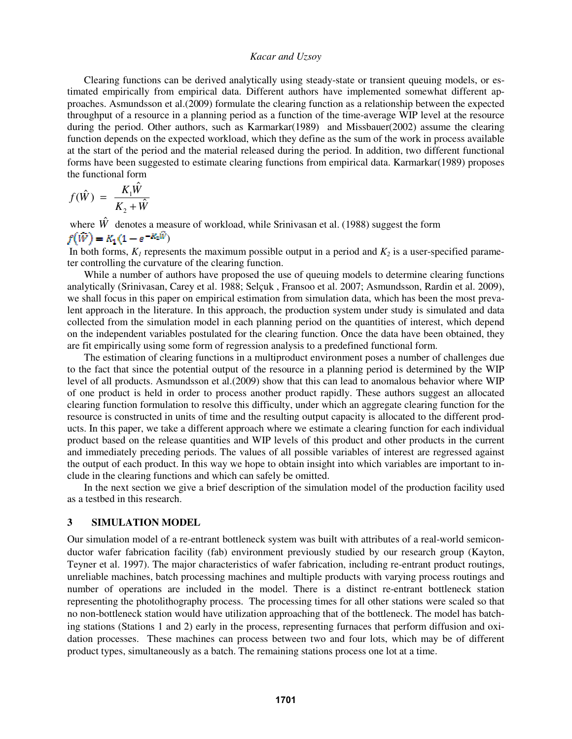Clearing functions can be derived analytically using steady-state or transient queuing models, or estimated empirically from empirical data. Different authors have implemented somewhat different approaches. Asmundsson et al.(2009) formulate the clearing function as a relationship between the expected throughput of a resource in a planning period as a function of the time-average WIP level at the resource during the period. Other authors, such as Karmarkar(1989) and Missbauer(2002) assume the clearing function depends on the expected workload, which they define as the sum of the work in process available at the start of the period and the material released during the period. In addition, two different functional forms have been suggested to estimate clearing functions from empirical data. Karmarkar(1989) proposes the functional form

$$f(\hat{W}) = \frac{K_1 \hat{W}}{K_2 + \hat{W}}$$

where $\hat{W}$ denotes a measure of workload, while Srinivasan et al. (1988) suggest the form

$$f(\hat{W}) = K_1(1 - e^{-K_2\hat{W}})$$

In both forms, $K_1$ represents the maximum possible output in a period and $K_2$ is a user-specified parameter controlling the curvature of the clearing function.

While a number of authors have proposed the use of queuing models to determine clearing functions analytically (Srinivasan, Carey et al. 1988; Selçuk , Fransoo et al. 2007; Asmundsson, Rardin et al. 2009), we shall focus in this paper on empirical estimation from simulation data, which has been the most prevalent approach in the literature. In this approach, the production system under study is simulated and data collected from the simulation model in each planning period on the quantities of interest, which depend on the independent variables postulated for the clearing function. Once the data have been obtained, they are fit empirically using some form of regression analysis to a predefined functional form.

The estimation of clearing functions in a multiproduct environment poses a number of challenges due to the fact that since the potential output of the resource in a planning period is determined by the WIP level of all products. Asmundsson et al.(2009) show that this can lead to anomalous behavior where WIP of one product is held in order to process another product rapidly. These authors suggest an allocated clearing function formulation to resolve this difficulty, under which an aggregate clearing function for the resource is constructed in units of time and the resulting output capacity is allocated to the different products. In this paper, we take a different approach where we estimate a clearing function for each individual product based on the release quantities and WIP levels of this product and other products in the current and immediately preceding periods. The values of all possible variables of interest are regressed against the output of each product. In this way we hope to obtain insight into which variables are important to include in the clearing functions and which can safely be omitted.

In the next section we give a brief description of the simulation model of the production facility used as a testbed in this research.

## 3 SIMULATION MODEL

Our simulation model of a re-entrant bottleneck system was built with attributes of a real-world semiconductor wafer fabrication facility (fab) environment previously studied by our research group (Kayton, Teyner et al. 1997). The major characteristics of wafer fabrication, including re-entrant product routings, unreliable machines, batch processing machines and multiple products with varying process routings and number of operations are included in the model. There is a distinct re-entrant bottleneck station representing the photolithography process. The processing times for all other stations were scaled so that no non-bottleneck station would have utilization approaching that of the bottleneck. The model has batching stations (Stations 1 and 2) early in the process, representing furnaces that perform diffusion and oxidation processes. These machines can process between two and four lots, which may be of different product types, simultaneously as a batch. The remaining stations process one lot at a time.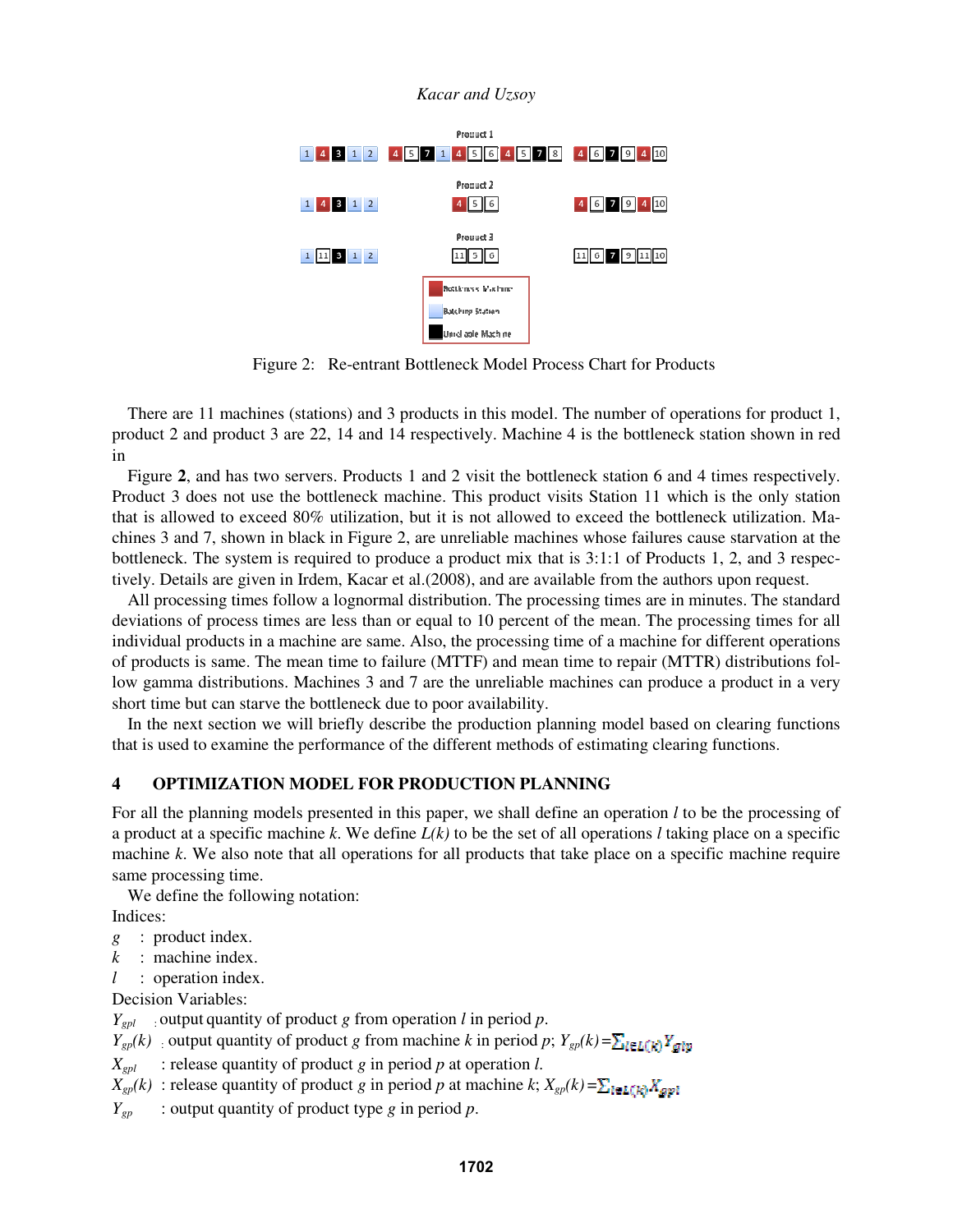Figure 2: Re-entrant Bottleneck Model Process Chart for Products

There are 11 machines (stations) and 3 products in this model. The number of operations for product 1, product 2 and product 3 are 22, 14 and 14 respectively. Machine 4 is the bottleneck station shown in red in

Figure **2**, and has two servers. Products 1 and 2 visit the bottleneck station 6 and 4 times respectively. Product 3 does not use the bottleneck machine. This product visits Station 11 which is the only station that is allowed to exceed 80% utilization, but it is not allowed to exceed the bottleneck utilization. Machines 3 and 7, shown in black in Figure 2, are unreliable machines whose failures cause starvation at the bottleneck. The system is required to produce a product mix that is 3:1:1 of Products 1, 2, and 3 respectively. Details are given in Irdem, Kacar et al.(2008), and are available from the authors upon request.

All processing times follow a lognormal distribution. The processing times are in minutes. The standard deviations of process times are less than or equal to 10 percent of the mean. The processing times for all individual products in a machine are same. Also, the processing time of a machine for different operations of products is same. The mean time to failure (MTTF) and mean time to repair (MTTR) distributions follow gamma distributions. Machines 3 and 7 are the unreliable machines can produce a product in a very short time but can starve the bottleneck due to poor availability.

In the next section we will briefly describe the production planning model based on clearing functions that is used to examine the performance of the different methods of estimating clearing functions.

## 4 OPTIMIZATION MODEL FOR PRODUCTION PLANNING

For all the planning models presented in this paper, we shall define an operation $l$ to be the processing of a product at a specific machine $k$. We define $L(k)$ to be the set of all operations $l$ taking place on a specific machine $k$. We also note that all operations for all products that take place on a specific machine require same processing time.

We define the following notation:

Indices:

$g$ : product index.

$k$ : machine index.

$l$ : operation index.

Decision Variables:

$Y_{gpl}$ : output quantity of product $g$ from operation $l$ in period $p$.

$Y_{gp}(k)$ : output quantity of product $g$ from machine $k$ in period $p$; $Y_{gp}(k)=\sum_{l\in L(k)} Y_{glp}$

$X_{gpl}$ : release quantity of product $g$ in period $p$ at operation $l$.

$X_{gp}(k)$ : release quantity of product $g$ in period $p$ at machine $k$; $X_{gp}(k)=\sum_{l\in L(k)} X_{gpl}$

$Y_{gp}$ : output quantity of product type $g$ in period $p$.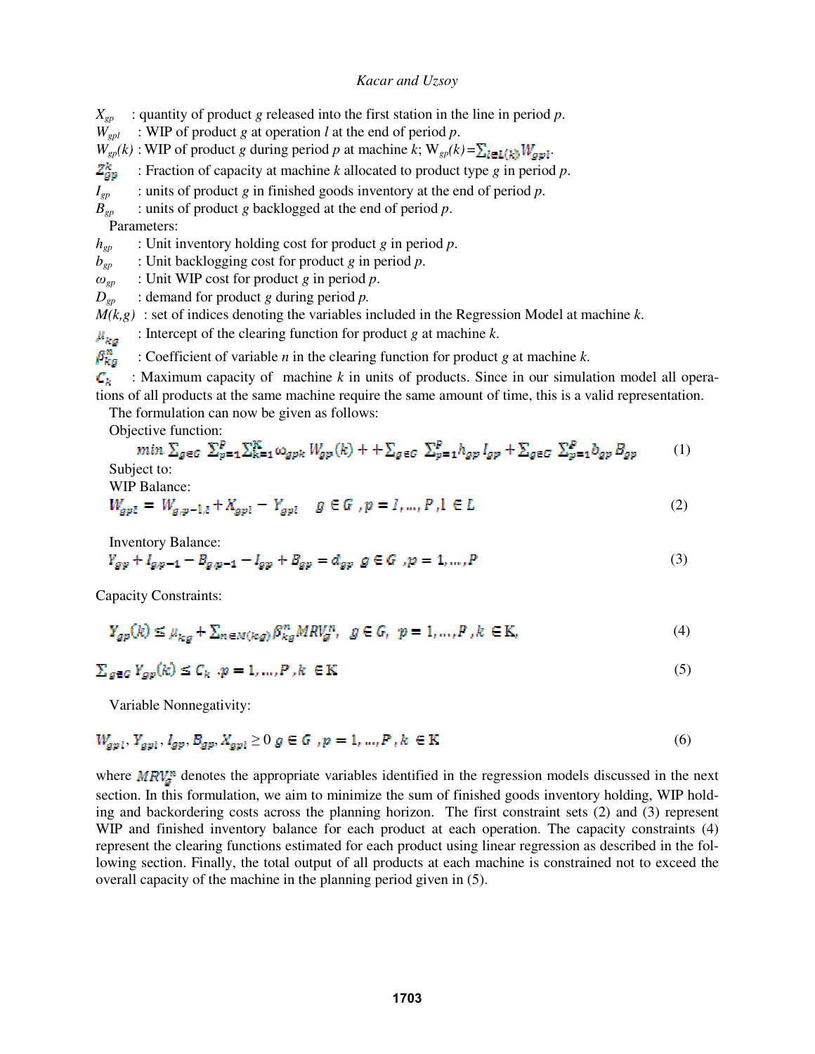$X_{gp}$ : quantity of product $g$ released into the first station in the line in period $p$.

$W_{gpl}$ : WIP of product $g$ at operation $l$ at the end of period $p$.

$W_{gp}(k)$ : WIP of product $g$ during period $p$ at machine $k$; $W_{gp}(k)=\sum_{l \in L(k)} W_{gpl}$.

$Z_{gp}^{k}$ : Fraction of capacity at machine $k$ allocated to product type $g$ in period $p$.

$I_{gp}$ : units of product $g$ in finished goods inventory at the end of period $p$.

$B_{gp}$ : units of product $g$ backlogged at the end of period $p$.

Parameters:

$h_{gp}$ : Unit inventory holding cost for product $g$ in period $p$.

$b_{gp}$ : Unit backlogging cost for product $g$ in period $p$.

$\omega_{gp}$ : Unit WIP cost for product $g$ in period $p$.

$D_{gp}$ : demand for product $g$ during period $p$.

$M(k,g)$ : set of indices denoting the variables included in the Regression Model at machine $k$.

$\mu_{kg}$ : Intercept of the clearing function for product $g$ at machine $k$.

$\beta_{kg}^{n}$ : Coefficient of variable $n$ in the clearing function for product $g$ at machine $k$.

$C_k$ : Maximum capacity of machine $k$ in units of products. Since in our simulation model all operations of all products at the same machine require the same amount of time, this is a valid representation.

The formulation can now be given as follows:

Objective function:

$$min \sum_{g \in G} \sum_{p=1}^{P} \sum_{k=1}^{K} \omega_{gpk} W_{gp}(k) + + \sum_{g \in G} \sum_{p=1}^{P} h_{gp} I_{gp} + \sum_{g \in G} \sum_{p=1}^{P} b_{gp} B_{gp} \tag{1}$$

Subject to:

WIP Balance:

$$W_{gpl} = W_{g,p-1,l} + X_{gpl} - Y_{gpl} \quad g \in G, p = 1, \ldots, P, l \in L \tag{2}$$

Inventory Balance:

$$Y_{gp} + I_{gp-1} - B_{g,p-1} - I_{gp} + B_{gp} = d_{gp} \quad g \in G, p = 1, \ldots, P \tag{3}$$

Capacity Constraints:

$$Y_{gp}(k) \le \mu_{kg} + \sum_{n \in M(kg)} \beta_{kg}^{n} MRV_{g}^{n}, \quad g \in G, \; p = 1, \ldots, P, k \in K, \tag{4}$$

$$\sum_{g \in G} Y_{gp}(k) \le C_k \quad p = 1, \ldots, P, k \in K \tag{5}$$

Variable Nonnegativity:

$$W_{gpl}, Y_{gpl}, I_{gp}, B_{gp}, X_{gpl} \ge 0 \quad g \in G, p = 1, \ldots, P, k \in K \tag{6}$$

where $MRV_{g}^{n}$ denotes the appropriate variables identified in the regression models discussed in the next section. In this formulation, we aim to minimize the sum of finished goods inventory holding, WIP holding and backordering costs across the planning horizon. The first constraint sets (2) and (3) represent WIP and finished inventory balance for each product at each operation. The capacity constraints (4) represent the clearing functions estimated for each product using linear regression as described in the following section. Finally, the total output of all products at each machine is constrained not to exceed the overall capacity of the machine in the planning period given in (5).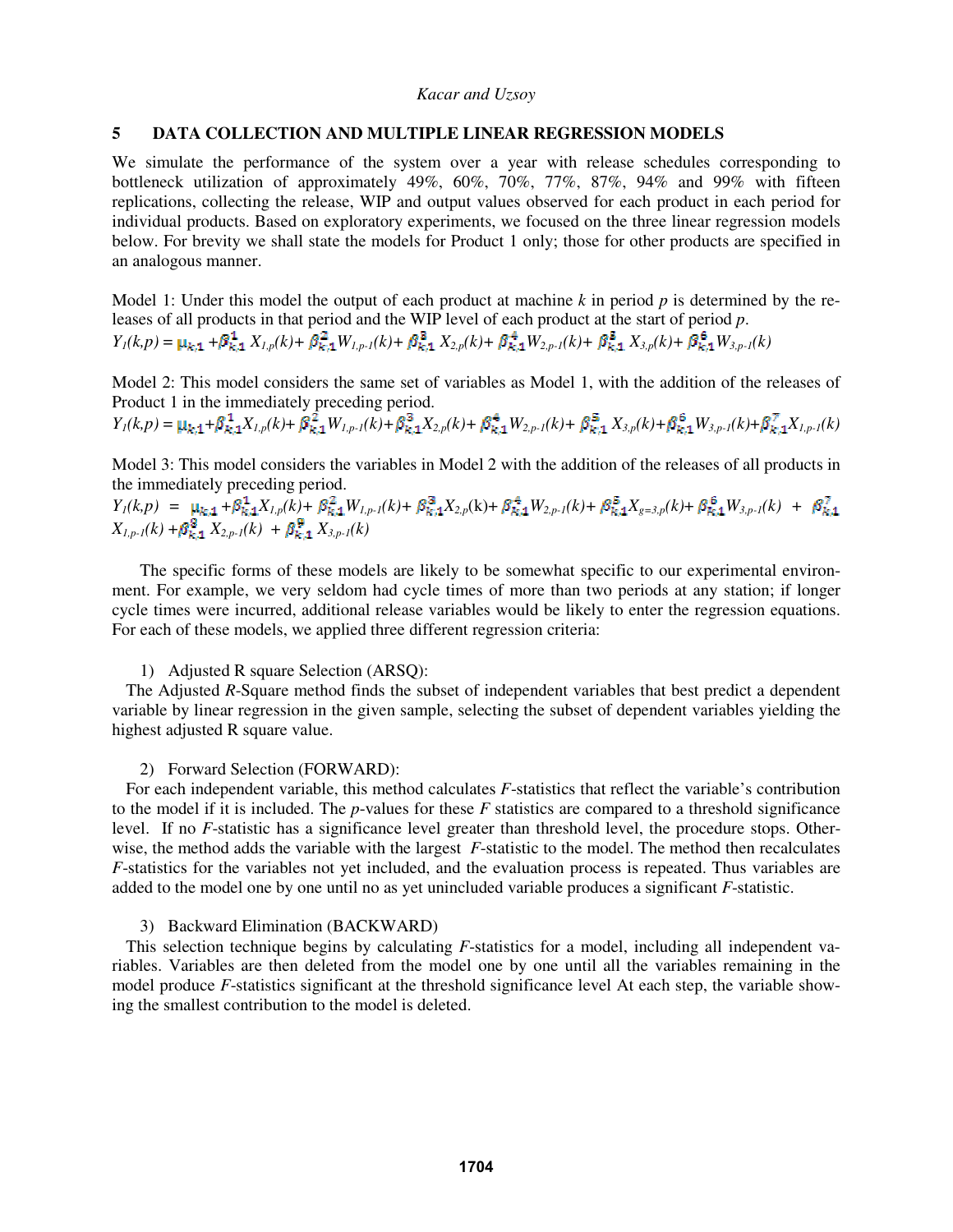## 5 DATA COLLECTION AND MULTIPLE LINEAR REGRESSION MODELS

We simulate the performance of the system over a year with release schedules corresponding to bottleneck utilization of approximately 49%, 60%, 70%, 77%, 87%, 94% and 99% with fifteen replications, collecting the release, WIP and output values observed for each product in each period for individual products. Based on exploratory experiments, we focused on the three linear regression models below. For brevity we shall state the models for Product 1 only; those for other products are specified in an analogous manner.

Model 1: Under this model the output of each product at machine $k$ in period $p$ is determined by the releases of all products in that period and the WIP level of each product at the start of period $p$.

$$Y_1(k,p) = \mu_{k,1} + \beta_{k,1}^{1} X_{1,p}(k) + \beta_{k,1}^{2} W_{1,p-1}(k) + \beta_{k,1}^{3} X_{2,p}(k) + \beta_{k,1}^{4} W_{2,p-1}(k) + \beta_{k,1}^{5} X_{3,p}(k) + \beta_{k,1}^{6} W_{3,p-1}(k)$$

Model 2: This model considers the same set of variables as Model 1, with the addition of the releases of Product 1 in the immediately preceding period.

$$Y_1(k,p) = \mu_{k,1} + \beta_{k,1}^{1} X_{1,p}(k) + \beta_{k,1}^{2} W_{1,p-1}(k) + \beta_{k,1}^{3} X_{2,p}(k) + \beta_{k,1}^{4} W_{2,p-1}(k) + \beta_{k,1}^{5} X_{3,p}(k) + \beta_{k,1}^{6} W_{3,p-1}(k) + \beta_{k,1}^{7} X_{1,p-1}(k)$$

Model 3: This model considers the variables in Model 2 with the addition of the releases of all products in the immediately preceding period.

$$Y_1(k,p) = \mu_{k,1} + \beta_{k,1}^{1} X_{1,p}(k) + \beta_{k,1}^{2} W_{1,p-1}(k) + \beta_{k,1}^{3} X_{2,p}(k) + \beta_{k,1}^{4} W_{2,p-1}(k) + \beta_{k,1}^{5} X_{g=3,p}(k) + \beta_{k,1}^{6} W_{3,p-1}(k) + \beta_{k,1}^{7} X_{1,p-1}(k) + \beta_{k,1}^{8} X_{2,p-1}(k) + \beta_{k,1}^{9} X_{3,p-1}(k)$$

The specific forms of these models are likely to be somewhat specific to our experimental environment. For example, we very seldom had cycle times of more than two periods at any station; if longer cycle times were incurred, additional release variables would be likely to enter the regression equations. For each of these models, we applied three different regression criteria:

1) Adjusted R square Selection (ARSQ):

The Adjusted *R*-Square method finds the subset of independent variables that best predict a dependent variable by linear regression in the given sample, selecting the subset of dependent variables yielding the highest adjusted R square value.

2) Forward Selection (FORWARD):

For each independent variable, this method calculates *F*-statistics that reflect the variable's contribution to the model if it is included. The *p*-values for these *F* statistics are compared to a threshold significance level. If no *F*-statistic has a significance level greater than threshold level, the procedure stops. Otherwise, the method adds the variable with the largest *F*-statistic to the model. The method then recalculates *F*-statistics for the variables not yet included, and the evaluation process is repeated. Thus variables are added to the model one by one until no as yet unincluded variable produces a significant *F*-statistic.

3) Backward Elimination (BACKWARD)

This selection technique begins by calculating *F*-statistics for a model, including all independent variables. Variables are then deleted from the model one by one until all the variables remaining in the model produce *F*-statistics significant at the threshold significance level At each step, the variable showing the smallest contribution to the model is deleted.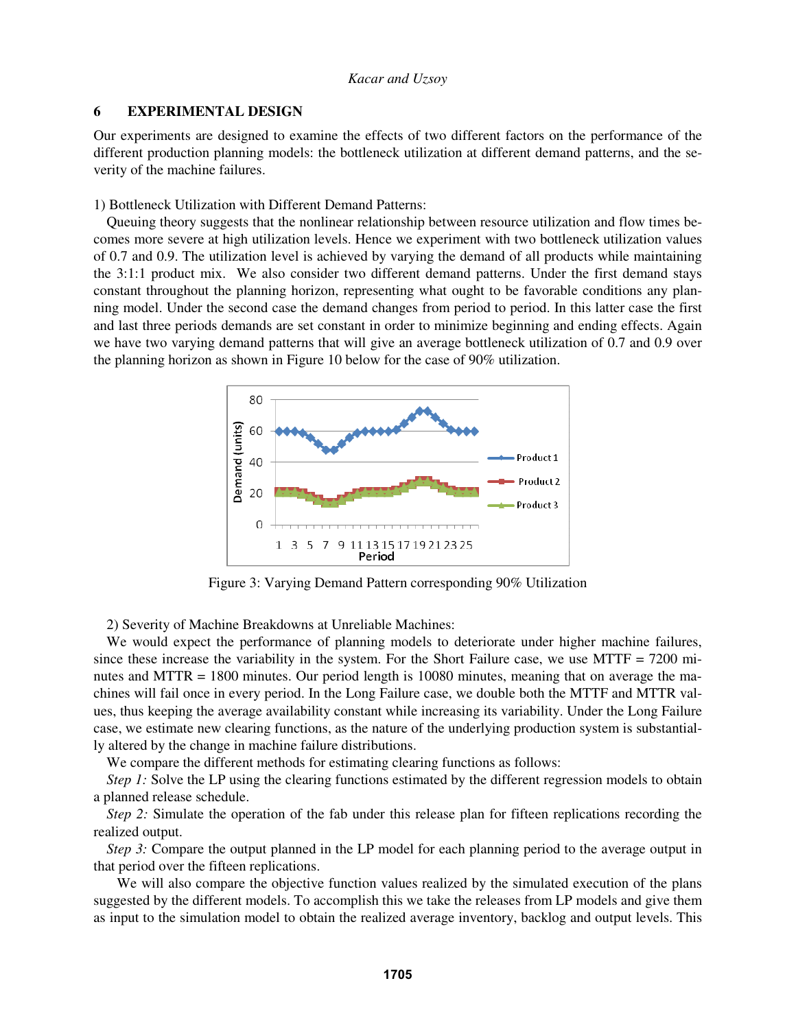## 6 EXPERIMENTAL DESIGN

Our experiments are designed to examine the effects of two different factors on the performance of the different production planning models: the bottleneck utilization at different demand patterns, and the severity of the machine failures.

1) Bottleneck Utilization with Different Demand Patterns:

Queuing theory suggests that the nonlinear relationship between resource utilization and flow times becomes more severe at high utilization levels. Hence we experiment with two bottleneck utilization values of 0.7 and 0.9. The utilization level is achieved by varying the demand of all products while maintaining the 3:1:1 product mix. We also consider two different demand patterns. Under the first demand stays constant throughout the planning horizon, representing what ought to be favorable conditions any planning model. Under the second case the demand changes from period to period. In this latter case the first and last three periods demands are set constant in order to minimize beginning and ending effects. Again we have two varying demand patterns that will give an average bottleneck utilization of 0.7 and 0.9 over the planning horizon as shown in Figure 10 below for the case of 90% utilization.

Figure 3: Varying Demand Pattern corresponding 90% Utilization

2) Severity of Machine Breakdowns at Unreliable Machines:

We would expect the performance of planning models to deteriorate under higher machine failures, since these increase the variability in the system. For the Short Failure case, we use MTTF = 7200 minutes and MTTR = 1800 minutes. Our period length is 10080 minutes, meaning that on average the machines will fail once in every period. In the Long Failure case, we double both the MTTF and MTTR values, thus keeping the average availability constant while increasing its variability. Under the Long Failure case, we estimate new clearing functions, as the nature of the underlying production system is substantially altered by the change in machine failure distributions.

We compare the different methods for estimating clearing functions as follows:

*Step 1:* Solve the LP using the clearing functions estimated by the different regression models to obtain a planned release schedule.

*Step 2:* Simulate the operation of the fab under this release plan for fifteen replications recording the realized output.

*Step 3:* Compare the output planned in the LP model for each planning period to the average output in that period over the fifteen replications.

We will also compare the objective function values realized by the simulated execution of the plans suggested by the different models. To accomplish this we take the releases from LP models and give them as input to the simulation model to obtain the realized average inventory, backlog and output levels. This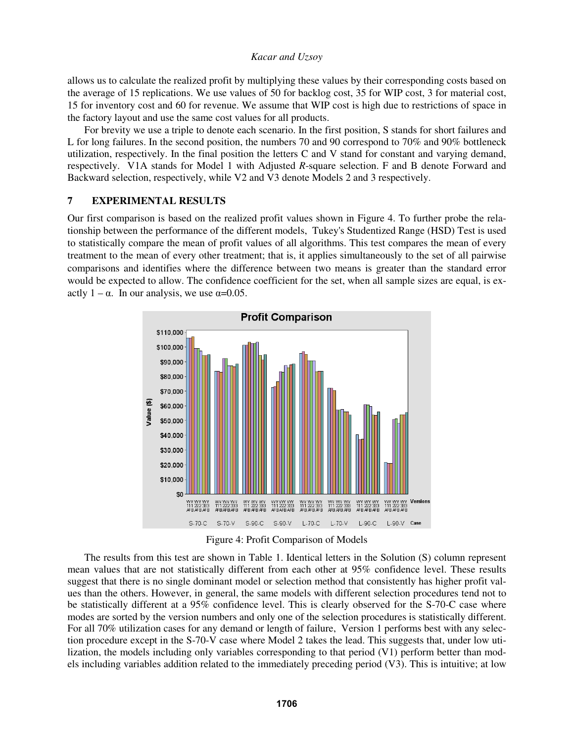allows us to calculate the realized profit by multiplying these values by their corresponding costs based on the average of 15 replications. We use values of 50 for backlog cost, 35 for WIP cost, 3 for material cost, 15 for inventory cost and 60 for revenue. We assume that WIP cost is high due to restrictions of space in the factory layout and use the same cost values for all products.

For brevity we use a triple to denote each scenario. In the first position, S stands for short failures and L for long failures. In the second position, the numbers 70 and 90 correspond to 70% and 90% bottleneck utilization, respectively. In the final position the letters C and V stand for constant and varying demand, respectively. V1A stands for Model 1 with Adjusted *R*-square selection. F and B denote Forward and Backward selection, respectively, while V2 and V3 denote Models 2 and 3 respectively.

## 7 EXPERIMENTAL RESULTS

Our first comparison is based on the realized profit values shown in Figure 4. To further probe the relationship between the performance of the different models, Tukey's Studentized Range (HSD) Test is used to statistically compare the mean of profit values of all algorithms. This test compares the mean of every treatment to the mean of every other treatment; that is, it applies simultaneously to the set of all pairwise comparisons and identifies where the difference between two means is greater than the standard error would be expected to allow. The confidence coefficient for the set, when all sample sizes are equal, is exactly $1 - \alpha$. In our analysis, we use $\alpha$=0.05.

Figure 4: Profit Comparison of Models

The results from this test are shown in Table 1. Identical letters in the Solution (S) column represent mean values that are not statistically different from each other at 95% confidence level. These results suggest that there is no single dominant model or selection method that consistently has higher profit values than the others. However, in general, the same models with different selection procedures tend not to be statistically different at a 95% confidence level. This is clearly observed for the S-70-C case where modes are sorted by the version numbers and only one of the selection procedures is statistically different. For all 70% utilization cases for any demand or length of failure, Version 1 performs best with any selection procedure except in the S-70-V case where Model 2 takes the lead. This suggests that, under low utilization, the models including only variables corresponding to that period (V1) perform better than models including variables addition related to the immediately preceding period (V3). This is intuitive; at low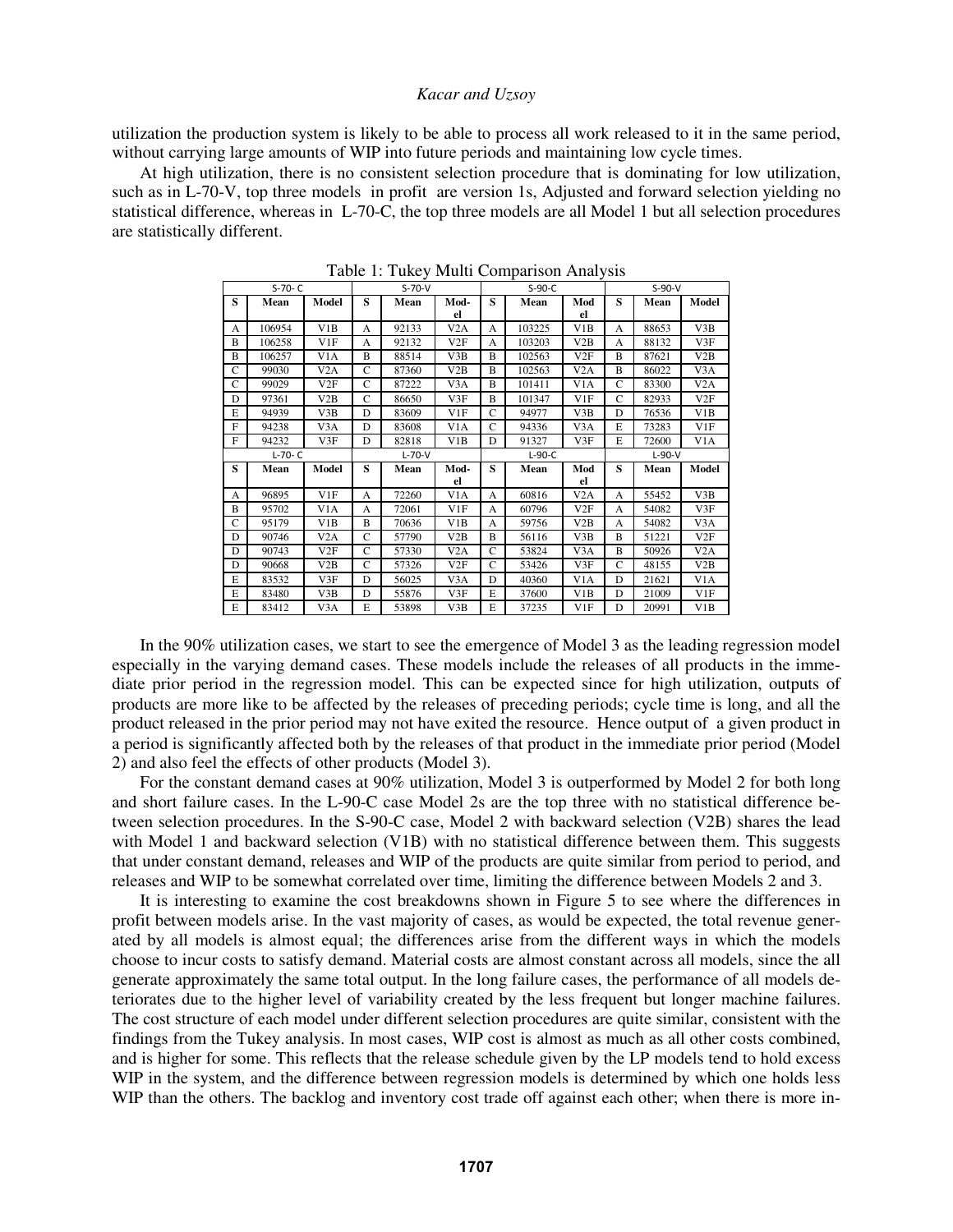utilization the production system is likely to be able to process all work released to it in the same period, without carrying large amounts of WIP into future periods and maintaining low cycle times.

At high utilization, there is no consistent selection procedure that is dominating for low utilization, such as in L-70-V, top three models in profit are version 1s, Adjusted and forward selection yielding no statistical difference, whereas in L-70-C, the top three models are all Model 1 but all selection procedures are statistically different.

Table 1: Tukey Multi Comparison Analysis

| S-70- C | | | S-70-V | | | S-90-C | | | S-90-V | | |
|---|---|---|---|---|---|---|---|---|---|---|---|
| S | Mean | Model | S | Mean | Mod-el | S | Mean | Mod el | S | Mean | Model |
| A | 106954 | V1B | A | 92133 | V2A | A | 103225 | V1B | A | 88653 | V3B |
| B | 106258 | V1F | A | 92132 | V2F | A | 103203 | V2B | A | 88132 | V3F |
| B | 106257 | V1A | B | 88514 | V3B | B | 102563 | V2F | B | 87621 | V2B |
| C | 99030 | V2A | C | 87360 | V2B | B | 102563 | V2A | B | 86022 | V3A |
| C | 99029 | V2F | C | 87222 | V3A | B | 101411 | V1A | C | 83300 | V2A |
| D | 97361 | V2B | C | 86650 | V3F | B | 101347 | V1F | C | 82933 | V2F |
| E | 94939 | V3B | D | 83609 | V1F | C | 94977 | V3B | D | 76536 | V1B |
| F | 94238 | V3A | D | 83608 | V1A | C | 94336 | V3A | E | 73283 | V1F |
| F | 94232 | V3F | D | 82818 | V1B | D | 91327 | V3F | E | 72600 | V1A |
| **L-70- C** | | | **L-70-V** | | | **L-90-C** | | | **L-90-V** | | |
| S | Mean | Model | S | Mean | Mod-el | S | Mean | Mod el | S | Mean | Model |
| A | 96895 | V1F | A | 72260 | V1A | A | 60816 | V2A | A | 55452 | V3B |
| B | 95702 | V1A | A | 72061 | V1F | A | 60796 | V2F | A | 54082 | V3F |
| C | 95179 | V1B | B | 70636 | V1B | A | 59756 | V2B | A | 54082 | V3A |
| D | 90746 | V2A | C | 57790 | V2B | B | 56116 | V3B | B | 51221 | V2F |
| D | 90743 | V2F | C | 57330 | V2A | C | 53824 | V3A | B | 50926 | V2A |
| D | 90668 | V2B | C | 57326 | V2F | C | 53426 | V3F | C | 48155 | V2B |
| E | 83532 | V3F | D | 56025 | V3A | D | 40360 | V1A | D | 21621 | V1A |
| E | 83480 | V3B | D | 55876 | V3F | E | 37600 | V1B | D | 21009 | V1F |
| E | 83412 | V3A | E | 53898 | V3B | E | 37235 | V1F | D | 20991 | V1B |

In the 90% utilization cases, we start to see the emergence of Model 3 as the leading regression model especially in the varying demand cases. These models include the releases of all products in the immediate prior period in the regression model. This can be expected since for high utilization, outputs of products are more like to be affected by the releases of preceding periods; cycle time is long, and all the product released in the prior period may not have exited the resource. Hence output of a given product in a period is significantly affected both by the releases of that product in the immediate prior period (Model 2) and also feel the effects of other products (Model 3).

For the constant demand cases at 90% utilization, Model 3 is outperformed by Model 2 for both long and short failure cases. In the L-90-C case Model 2s are the top three with no statistical difference between selection procedures. In the S-90-C case, Model 2 with backward selection (V2B) shares the lead with Model 1 and backward selection (V1B) with no statistical difference between them. This suggests that under constant demand, releases and WIP of the products are quite similar from period to period, and releases and WIP to be somewhat correlated over time, limiting the difference between Models 2 and 3.

It is interesting to examine the cost breakdowns shown in Figure 5 to see where the differences in profit between models arise. In the vast majority of cases, as would be expected, the total revenue generated by all models is almost equal; the differences arise from the different ways in which the models choose to incur costs to satisfy demand. Material costs are almost constant across all models, since the all generate approximately the same total output. In the long failure cases, the performance of all models deteriorates due to the higher level of variability created by the less frequent but longer machine failures. The cost structure of each model under different selection procedures are quite similar, consistent with the findings from the Tukey analysis. In most cases, WIP cost is almost as much as all other costs combined, and is higher for some. This reflects that the release schedule given by the LP models tend to hold excess WIP in the system, and the difference between regression models is determined by which one holds less WIP than the others. The backlog and inventory cost trade off against each other; when there is more in-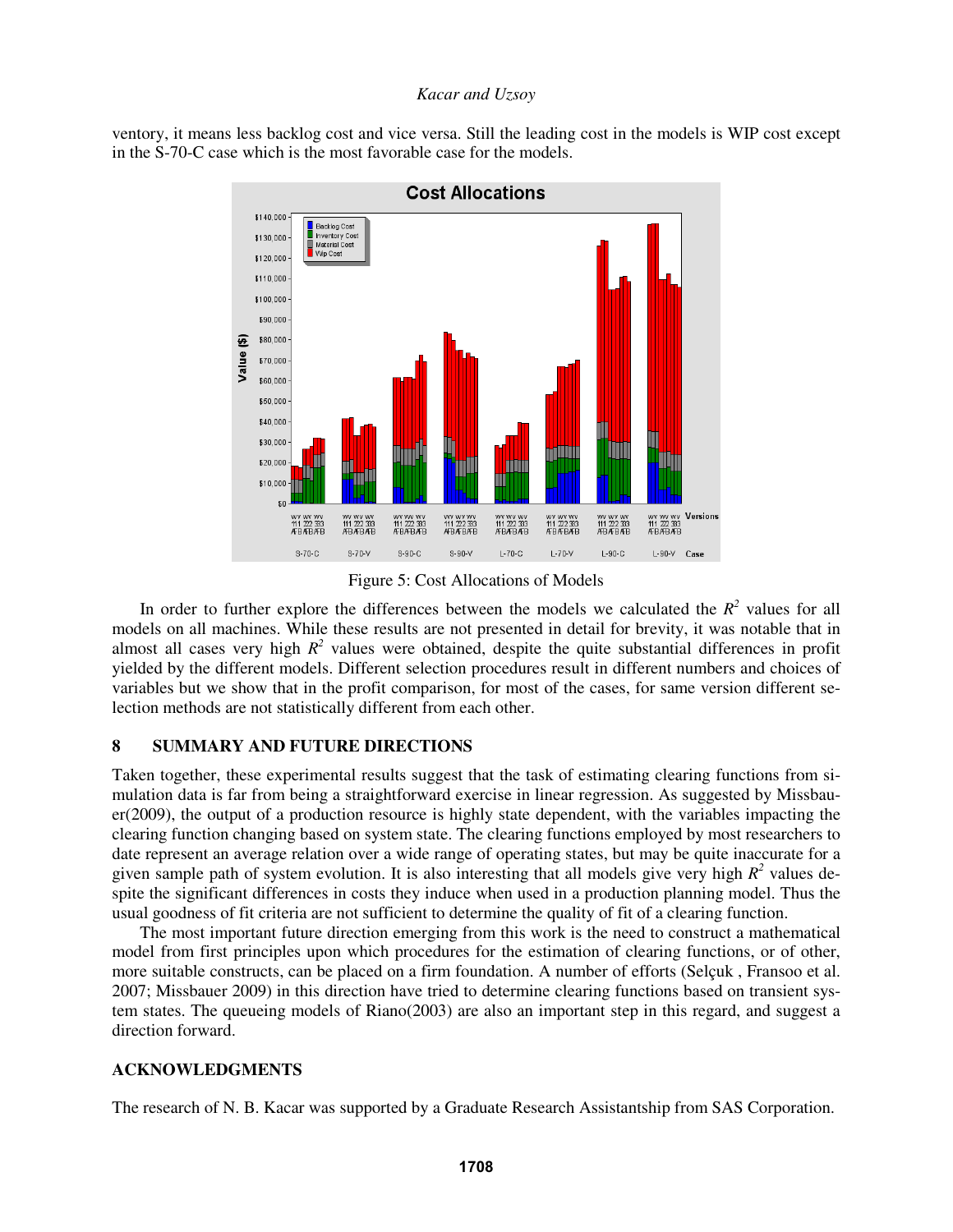ventory, it means less backlog cost and vice versa. Still the leading cost in the models is WIP cost except in the S-70-C case which is the most favorable case for the models.

Figure 5: Cost Allocations of Models

In order to further explore the differences between the models we calculated the $R^2$ values for all models on all machines. While these results are not presented in detail for brevity, it was notable that in almost all cases very high $R^2$ values were obtained, despite the quite substantial differences in profit yielded by the different models. Different selection procedures result in different numbers and choices of variables but we show that in the profit comparison, for most of the cases, for same version different selection methods are not statistically different from each other.

## 8 SUMMARY AND FUTURE DIRECTIONS

Taken together, these experimental results suggest that the task of estimating clearing functions from simulation data is far from being a straightforward exercise in linear regression. As suggested by Missbauer(2009), the output of a production resource is highly state dependent, with the variables impacting the clearing function changing based on system state. The clearing functions employed by most researchers to date represent an average relation over a wide range of operating states, but may be quite inaccurate for a given sample path of system evolution. It is also interesting that all models give very high $R^2$ values despite the significant differences in costs they induce when used in a production planning model. Thus the usual goodness of fit criteria are not sufficient to determine the quality of fit of a clearing function.

The most important future direction emerging from this work is the need to construct a mathematical model from first principles upon which procedures for the estimation of clearing functions, or of other, more suitable constructs, can be placed on a firm foundation. A number of efforts (Selçuk , Fransoo et al. 2007; Missbauer 2009) in this direction have tried to determine clearing functions based on transient system states. The queueing models of Riano(2003) are also an important step in this regard, and suggest a direction forward.

## ACKNOWLEDGMENTS

The research of N. B. Kacar was supported by a Graduate Research Assistantship from SAS Corporation.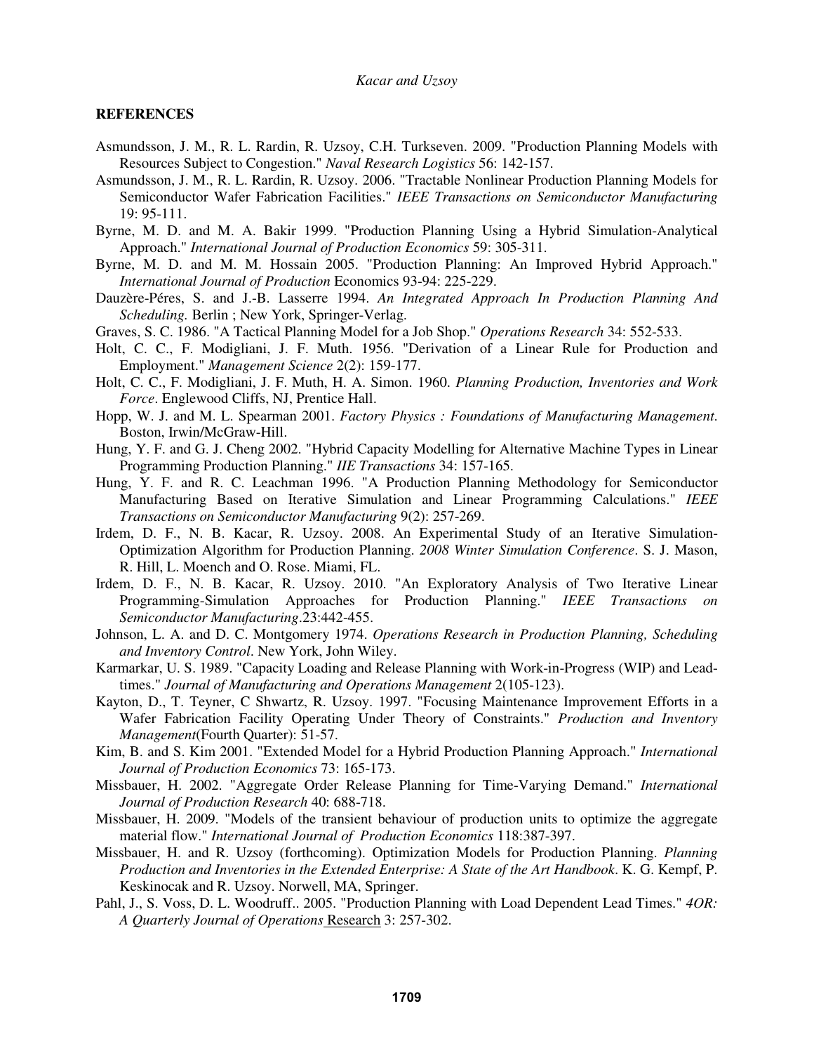## REFERENCES

Asmundsson, J. M., R. L. Rardin, R. Uzsoy, C.H. Turkseven. 2009. "Production Planning Models with Resources Subject to Congestion." *Naval Research Logistics* 56: 142-157.

Asmundsson, J. M., R. L. Rardin, R. Uzsoy. 2006. "Tractable Nonlinear Production Planning Models for Semiconductor Wafer Fabrication Facilities." *IEEE Transactions on Semiconductor Manufacturing* 19: 95-111.

Byrne, M. D. and M. A. Bakir 1999. "Production Planning Using a Hybrid Simulation-Analytical Approach." *International Journal of Production Economics* 59: 305-311.

Byrne, M. D. and M. M. Hossain 2005. "Production Planning: An Improved Hybrid Approach." *International Journal of Production* Economics 93-94: 225-229.

Dauzère-Péres, S. and J.-B. Lasserre 1994. *An Integrated Approach In Production Planning And Scheduling.* Berlin ; New York, Springer-Verlag.

Graves, S. C. 1986. "A Tactical Planning Model for a Job Shop." *Operations Research* 34: 552-533.

Holt, C. C., F. Modigliani, J. F. Muth. 1956. "Derivation of a Linear Rule for Production and Employment." *Management Science* 2(2): 159-177.

Holt, C. C., F. Modigliani, J. F. Muth, H. A. Simon. 1960. *Planning Production, Inventories and Work Force*. Englewood Cliffs, NJ, Prentice Hall.

Hopp, W. J. and M. L. Spearman 2001. *Factory Physics : Foundations of Manufacturing Management*. Boston, Irwin/McGraw-Hill.

Hung, Y. F. and G. J. Cheng 2002. "Hybrid Capacity Modelling for Alternative Machine Types in Linear Programming Production Planning." *IIE Transactions* 34: 157-165.

Hung, Y. F. and R. C. Leachman 1996. "A Production Planning Methodology for Semiconductor Manufacturing Based on Iterative Simulation and Linear Programming Calculations." *IEEE Transactions on Semiconductor Manufacturing* 9(2): 257-269.

Irdem, D. F., N. B. Kacar, R. Uzsoy. 2008. An Experimental Study of an Iterative Simulation-Optimization Algorithm for Production Planning. *2008 Winter Simulation Conference*. S. J. Mason, R. Hill, L. Moench and O. Rose. Miami, FL.

Irdem, D. F., N. B. Kacar, R. Uzsoy. 2010. "An Exploratory Analysis of Two Iterative Linear Programming-Simulation Approaches for Production Planning." *IEEE Transactions on Semiconductor Manufacturing*.23:442-455.

Johnson, L. A. and D. C. Montgomery 1974. *Operations Research in Production Planning, Scheduling and Inventory Control*. New York, John Wiley.

Karmarkar, U. S. 1989. "Capacity Loading and Release Planning with Work-in-Progress (WIP) and Lead-times." *Journal of Manufacturing and Operations Management* 2(105-123).

Kayton, D., T. Teyner, C Shwartz, R. Uzsoy. 1997. "Focusing Maintenance Improvement Efforts in a Wafer Fabrication Facility Operating Under Theory of Constraints." *Production and Inventory Management*(Fourth Quarter): 51-57.

Kim, B. and S. Kim 2001. "Extended Model for a Hybrid Production Planning Approach." *International Journal of Production Economics* 73: 165-173.

Missbauer, H. 2002. "Aggregate Order Release Planning for Time-Varying Demand." *International Journal of Production Research* 40: 688-718.

Missbauer, H. 2009. "Models of the transient behaviour of production units to optimize the aggregate material flow." *International Journal of Production Economics* 118:387-397.

Missbauer, H. and R. Uzsoy (forthcoming). Optimization Models for Production Planning. *Planning Production and Inventories in the Extended Enterprise: A State of the Art Handbook*. K. G. Kempf, P. Keskinocak and R. Uzsoy. Norwell, MA, Springer.

Pahl, J., S. Voss, D. L. Woodruff.. 2005. "Production Planning with Load Dependent Lead Times." *4OR: A Quarterly Journal of Operations* Research 3: 257-302.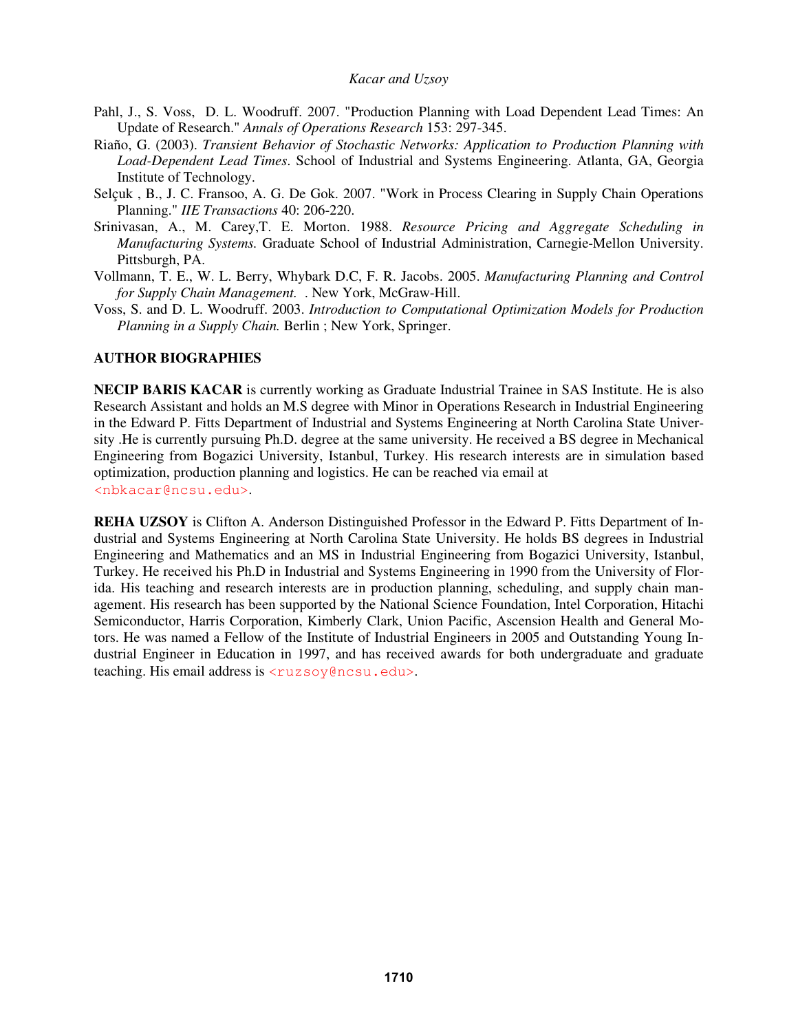Pahl, J., S. Voss, D. L. Woodruff. 2007. "Production Planning with Load Dependent Lead Times: An Update of Research." *Annals of Operations Research* 153: 297-345.

Riaño, G. (2003). *Transient Behavior of Stochastic Networks: Application to Production Planning with Load-Dependent Lead Times*. School of Industrial and Systems Engineering. Atlanta, GA, Georgia Institute of Technology.

Selçuk , B., J. C. Fransoo, A. G. De Gok. 2007. "Work in Process Clearing in Supply Chain Operations Planning." *IIE Transactions* 40: 206-220.

Srinivasan, A., M. Carey,T. E. Morton. 1988. *Resource Pricing and Aggregate Scheduling in Manufacturing Systems.* Graduate School of Industrial Administration, Carnegie-Mellon University. Pittsburgh, PA.

Vollmann, T. E., W. L. Berry, Whybark D.C, F. R. Jacobs. 2005. *Manufacturing Planning and Control for Supply Chain Management.* . New York, McGraw-Hill.

Voss, S. and D. L. Woodruff. 2003. *Introduction to Computational Optimization Models for Production Planning in a Supply Chain.* Berlin ; New York, Springer.

## AUTHOR BIOGRAPHIES

**NECIP BARIS KACAR** is currently working as Graduate Industrial Trainee in SAS Institute. He is also Research Assistant and holds an M.S degree with Minor in Operations Research in Industrial Engineering in the Edward P. Fitts Department of Industrial and Systems Engineering at North Carolina State University .He is currently pursuing Ph.D. degree at the same university. He received a BS degree in Mechanical Engineering from Bogazici University, Istanbul, Turkey. His research interests are in simulation based optimization, production planning and logistics. He can be reached via email at <nbkacar@ncsu.edu>.

**REHA UZSOY** is Clifton A. Anderson Distinguished Professor in the Edward P. Fitts Department of Industrial and Systems Engineering at North Carolina State University. He holds BS degrees in Industrial Engineering and Mathematics and an MS in Industrial Engineering from Bogazici University, Istanbul, Turkey. He received his Ph.D in Industrial and Systems Engineering in 1990 from the University of Florida. His teaching and research interests are in production planning, scheduling, and supply chain management. His research has been supported by the National Science Foundation, Intel Corporation, Hitachi Semiconductor, Harris Corporation, Kimberly Clark, Union Pacific, Ascension Health and General Motors. He was named a Fellow of the Institute of Industrial Engineers in 2005 and Outstanding Young Industrial Engineer in Education in 1997, and has received awards for both undergraduate and graduate teaching. His email address is <ruzsoy@ncsu.edu>.